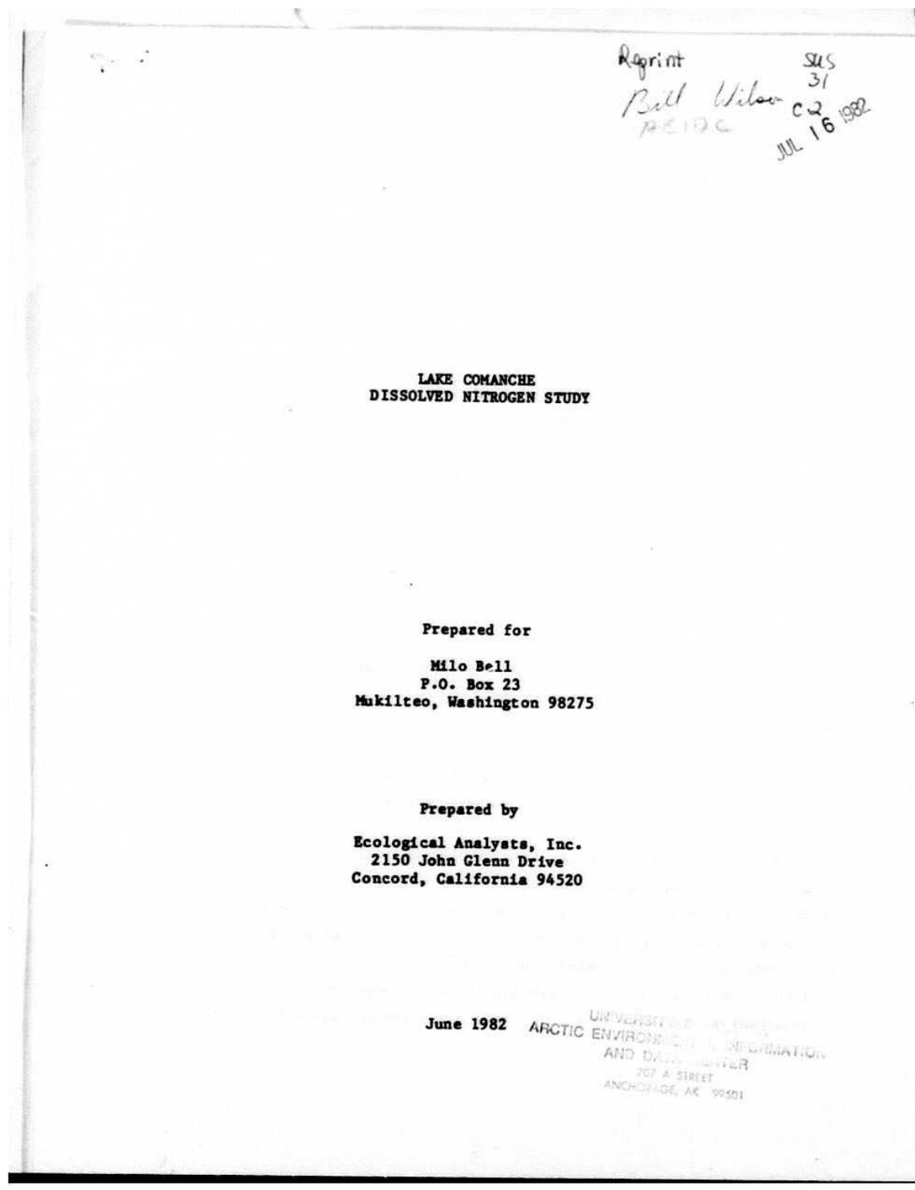Reprint
Bill Wilson
AEIDC
SUS
31
C2
JUL 16 1982

# LAKE COMANCHE
# DISSOLVED NITROGEN STUDY

**Prepared for**

**Milo Bell**
**P.O. Box 23**
**Mukilteo, Washington 98275**

**Prepared by**

**Ecological Analysts, Inc.**
**2150 John Glenn Drive**
**Concord, California 94520**

**June 1982**

UNIVERSITY OF ALASKA
ARCTIC ENVIRONMENTAL INFORMATION
AND DATA CENTER
707 A STREET
ANCHORAGE, AK 99501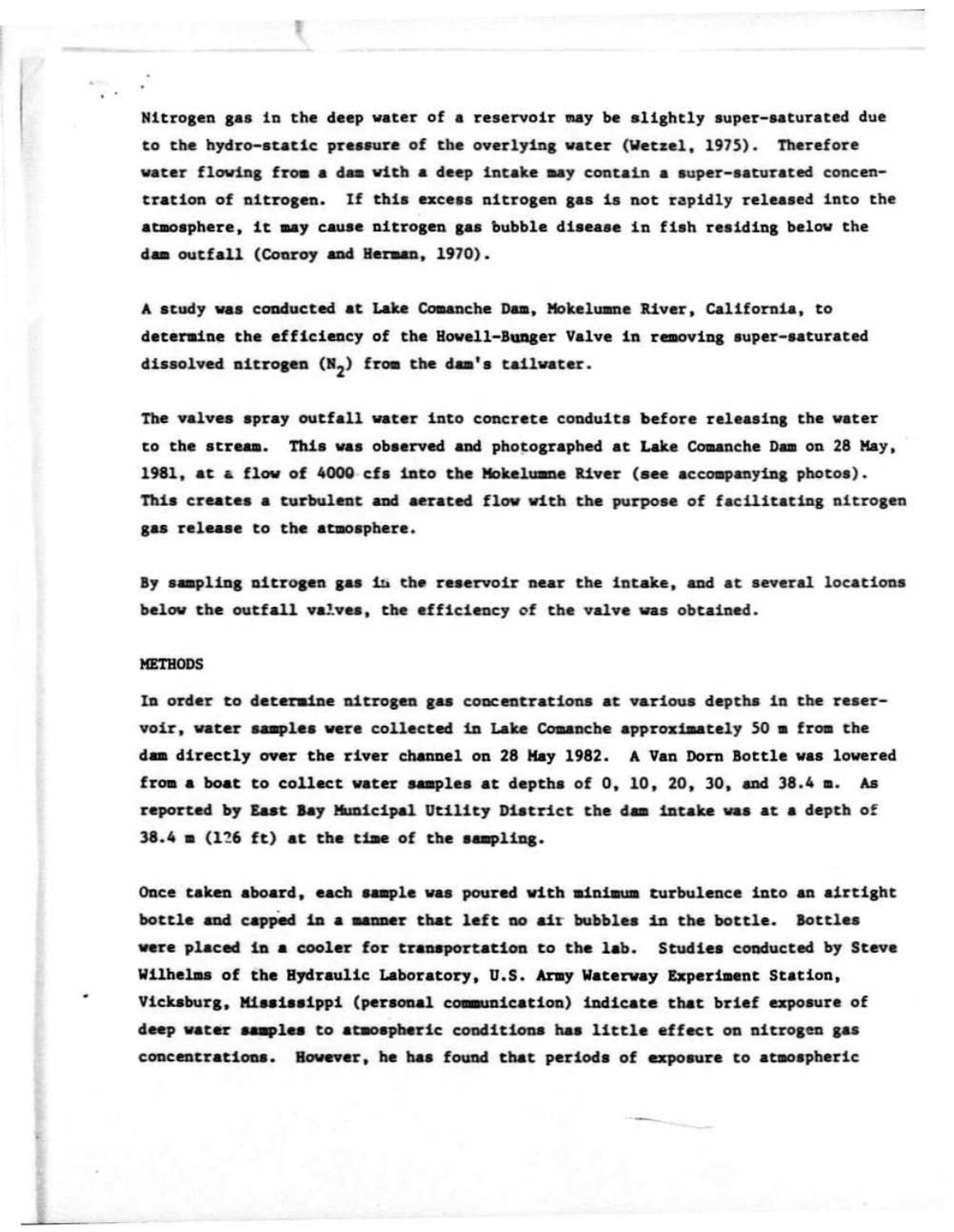Nitrogen gas in the deep water of a reservoir may be slightly super-saturated due to the hydro-static pressure of the overlying water (Wetzel, 1975). Therefore water flowing from a dam with a deep intake may contain a super-saturated concentration of nitrogen. If this excess nitrogen gas is not rapidly released into the atmosphere, it may cause nitrogen gas bubble disease in fish residing below the dam outfall (Conroy and Herman, 1970).

A study was conducted at Lake Comanche Dam, Mokelumne River, California, to determine the efficiency of the Howell-Bunger Valve in removing super-saturated dissolved nitrogen ($N_2$) from the dam's tailwater.

The valves spray outfall water into concrete conduits before releasing the water to the stream. This was observed and photographed at Lake Comanche Dam on 28 May, 1981, at a flow of 4000 cfs into the Mokelumne River (see accompanying photos). This creates a turbulent and aerated flow with the purpose of facilitating nitrogen gas release to the atmosphere.

By sampling nitrogen gas in the reservoir near the intake, and at several locations below the outfall valves, the efficiency of the valve was obtained.

## METHODS

In order to determine nitrogen gas concentrations at various depths in the reservoir, water samples were collected in Lake Comanche approximately 50 m from the dam directly over the river channel on 28 May 1982. A Van Dorn Bottle was lowered from a boat to collect water samples at depths of 0, 10, 20, 30, and 38.4 m. As reported by East Bay Municipal Utility District the dam intake was at a depth of 38.4 m (126 ft) at the time of the sampling.

Once taken aboard, each sample was poured with minimum turbulence into an airtight bottle and capped in a manner that left no air bubbles in the bottle. Bottles were placed in a cooler for transportation to the lab. Studies conducted by Steve Wilhelms of the Hydraulic Laboratory, U.S. Army Waterway Experiment Station, Vicksburg, Mississippi (personal communication) indicate that brief exposure of deep water samples to atmospheric conditions has little effect on nitrogen gas concentrations. However, he has found that periods of exposure to atmospheric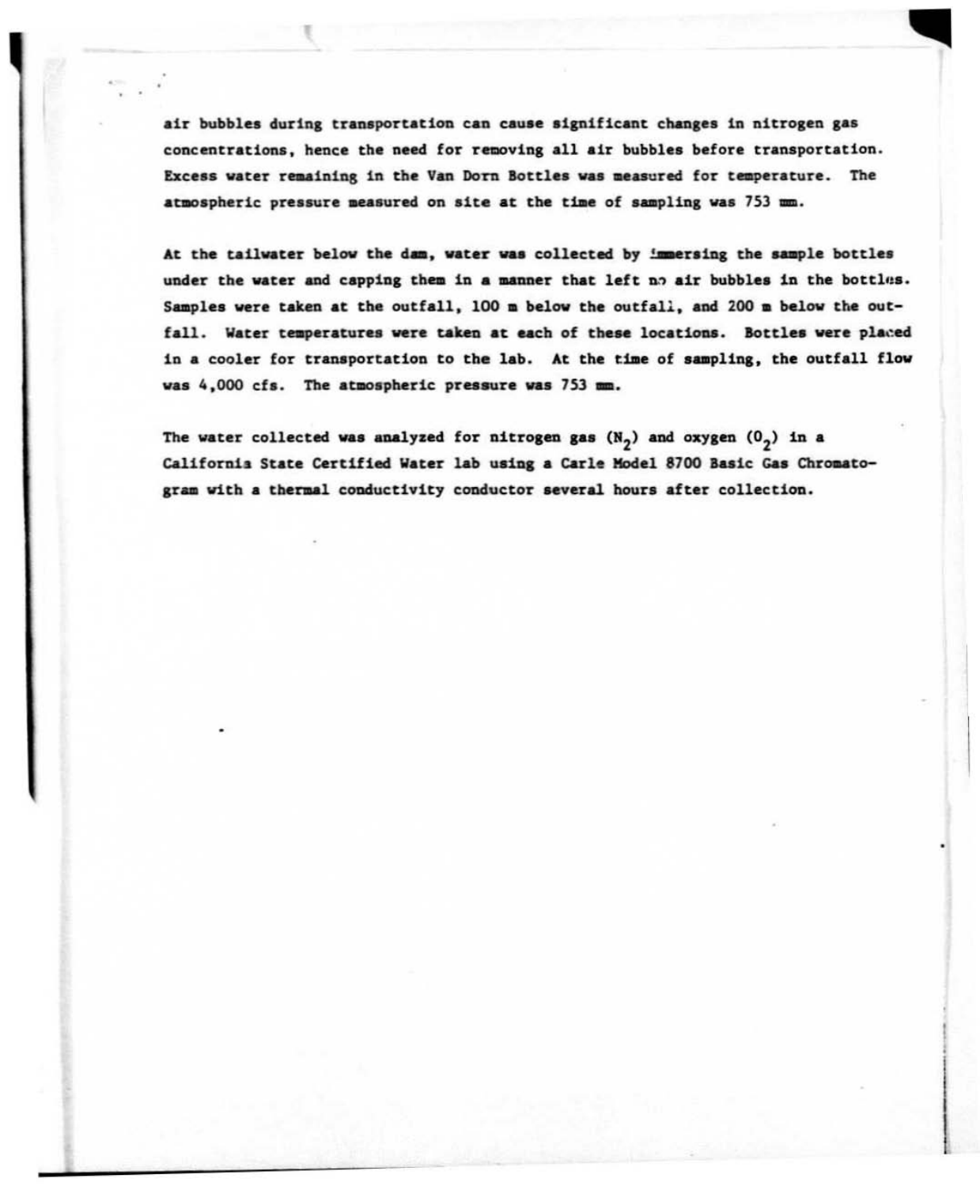air bubbles during transportation can cause significant changes in nitrogen gas concentrations, hence the need for removing all air bubbles before transportation. Excess water remaining in the Van Dorn Bottles was measured for temperature. The atmospheric pressure measured on site at the time of sampling was 753 mm.

At the tailwater below the dam, water was collected by immersing the sample bottles under the water and capping them in a manner that left no air bubbles in the bottles. Samples were taken at the outfall, 100 m below the outfall, and 200 m below the outfall. Water temperatures were taken at each of these locations. Bottles were placed in a cooler for transportation to the lab. At the time of sampling, the outfall flow was 4,000 cfs. The atmospheric pressure was 753 mm.

The water collected was analyzed for nitrogen gas ($N_2$) and oxygen ($O_2$) in a California State Certified Water lab using a Carle Model 8700 Basic Gas Chromatogram with a thermal conductivity conductor several hours after collection.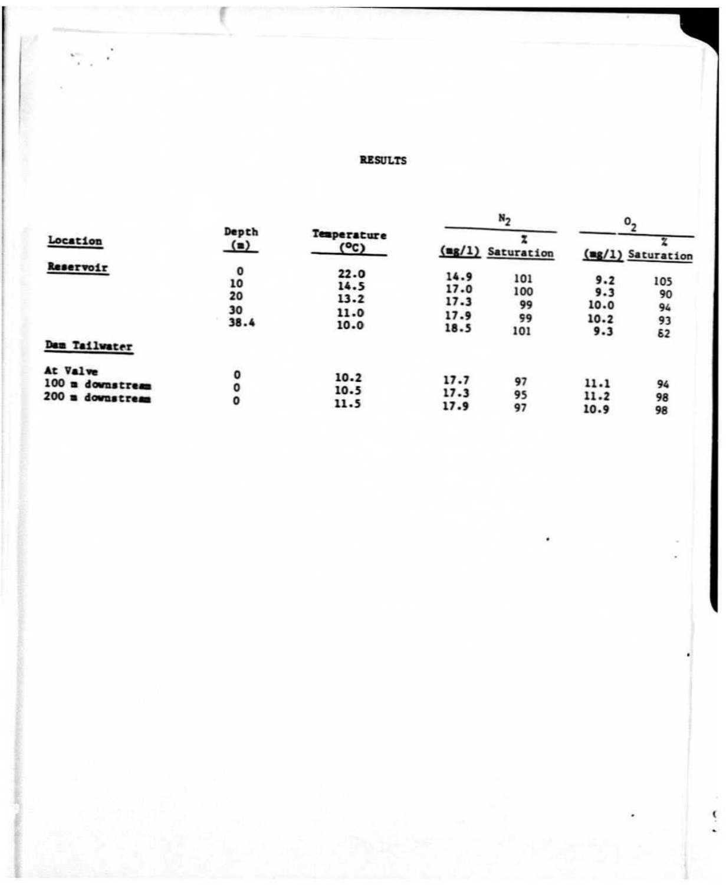# RESULTS

| Location | Depth (m) | Temperature (°C) | $N_2$ (mg/l) | $N_2$ % Saturation | $O_2$ (mg/l) | $O_2$ % Saturation |
|---|---|---|---|---|---|---|
| **Reservoir** | | | | | | |
| | 0 | 22.0 | 14.9 | 101 | 9.2 | 105 |
| | 10 | 14.5 | 17.0 | 100 | 9.3 | 90 |
| | 20 | 13.2 | 17.3 | 99 | 10.0 | 94 |
| | 30 | 11.0 | 17.9 | 99 | 10.2 | 93 |
| | 38.4 | 10.0 | 18.5 | 101 | 9.3 | 82 |
| **Dam Tailwater** | | | | | | |
| At Valve | 0 | 10.2 | 17.7 | 97 | 11.1 | 94 |
| 100 m downstream | 0 | 10.5 | 17.3 | 95 | 11.2 | 98 |
| 200 m downstream | 0 | 11.5 | 17.9 | 97 | 10.9 | 98 |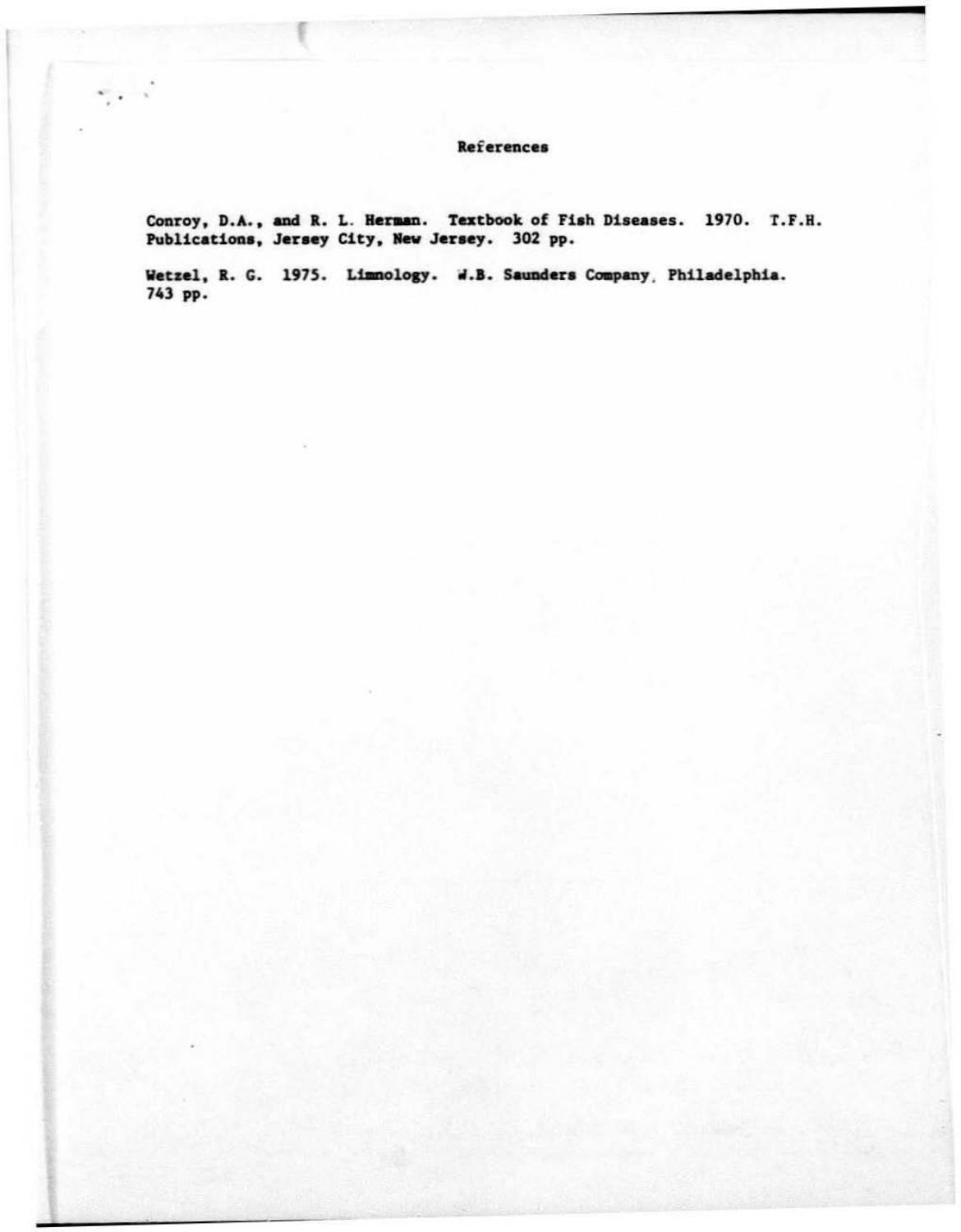## References

Conroy, D.A., and R. L. Herman. Textbook of Fish Diseases. 1970. T.F.H. Publications, Jersey City, New Jersey. 302 pp.

Wetzel, R. G. 1975. Limnology. W.B. Saunders Company, Philadelphia. 743 pp.